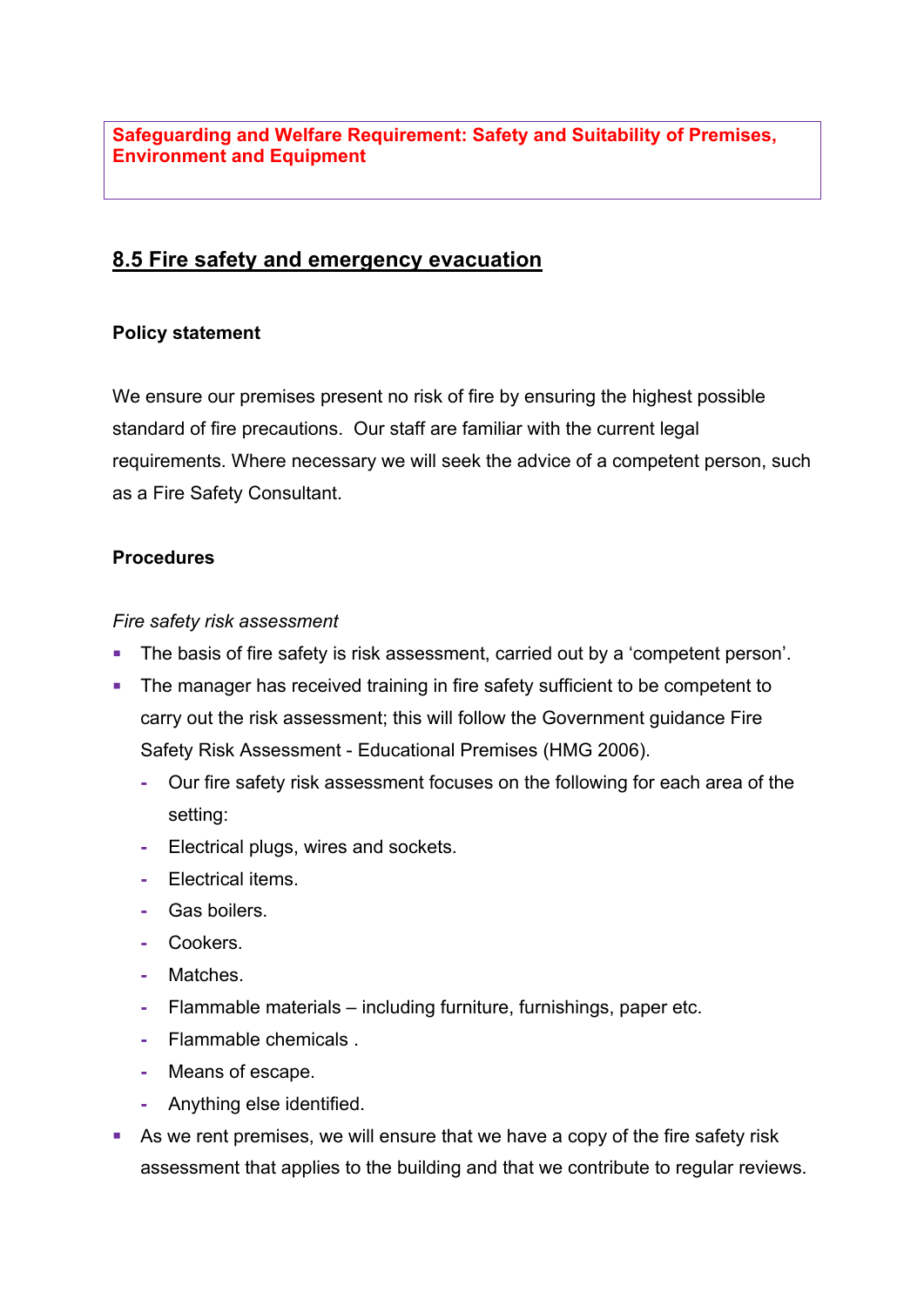**Safeguarding and Welfare Requirement: Safety and Suitability of Premises, Environment and Equipment**

## 8.5 Fire safety and emergency evacuation

### Policy statement

We ensure our premises present no risk of fire by ensuring the highest possible standard of fire precautions. Our staff are familiar with the current legal requirements. Where necessary we will seek the advice of a competent person, such as a Fire Safety Consultant.

### Procedures

*Fire safety risk assessment*

- The basis of fire safety is risk assessment, carried out by a 'competent person'.
- The manager has received training in fire safety sufficient to be competent to carry out the risk assessment; this will follow the Government guidance Fire Safety Risk Assessment - Educational Premises (HMG 2006).
  - Our fire safety risk assessment focuses on the following for each area of the setting:
  - Electrical plugs, wires and sockets.
  - Electrical items.
  - Gas boilers.
  - Cookers.
  - Matches.
  - Flammable materials – including furniture, furnishings, paper etc.
  - Flammable chemicals .
  - Means of escape.
  - Anything else identified.
- As we rent premises, we will ensure that we have a copy of the fire safety risk assessment that applies to the building and that we contribute to regular reviews.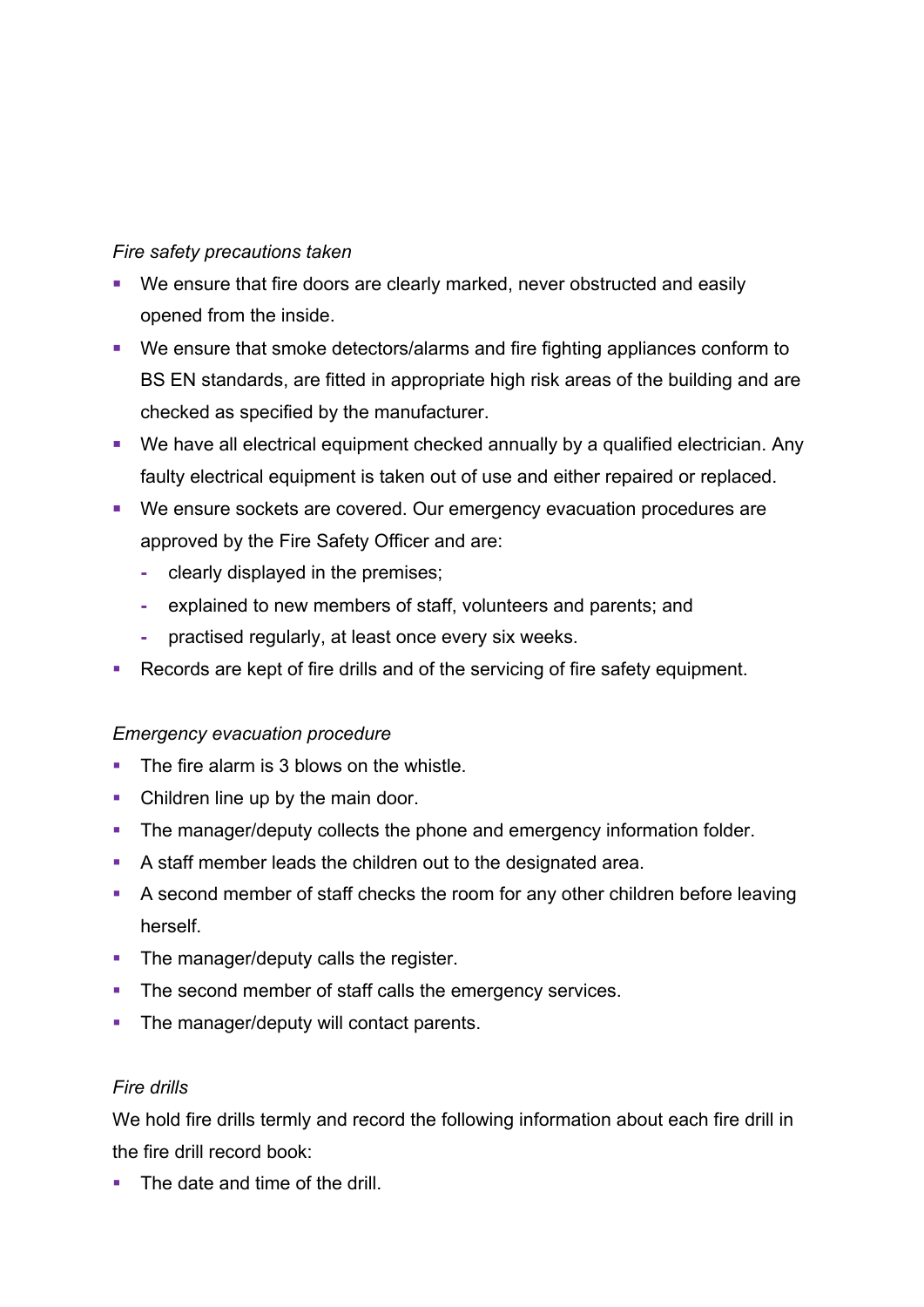*Fire safety precautions taken*

- We ensure that fire doors are clearly marked, never obstructed and easily opened from the inside.
- We ensure that smoke detectors/alarms and fire fighting appliances conform to BS EN standards, are fitted in appropriate high risk areas of the building and are checked as specified by the manufacturer.
- We have all electrical equipment checked annually by a qualified electrician. Any faulty electrical equipment is taken out of use and either repaired or replaced.
- We ensure sockets are covered. Our emergency evacuation procedures are approved by the Fire Safety Officer and are:
  - clearly displayed in the premises;
  - explained to new members of staff, volunteers and parents; and
  - practised regularly, at least once every six weeks.
- Records are kept of fire drills and of the servicing of fire safety equipment.

*Emergency evacuation procedure*

- The fire alarm is 3 blows on the whistle.
- Children line up by the main door.
- The manager/deputy collects the phone and emergency information folder.
- A staff member leads the children out to the designated area.
- A second member of staff checks the room for any other children before leaving herself.
- The manager/deputy calls the register.
- The second member of staff calls the emergency services.
- The manager/deputy will contact parents.

*Fire drills*

We hold fire drills termly and record the following information about each fire drill in the fire drill record book:

- The date and time of the drill.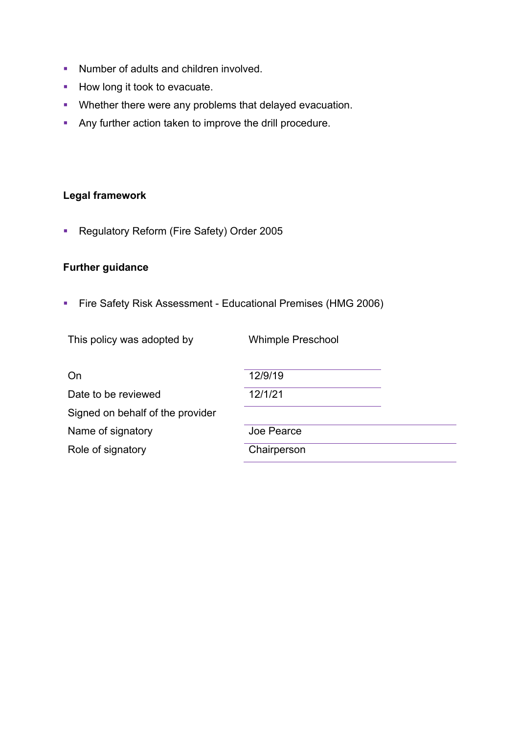- Number of adults and children involved.
- How long it took to evacuate.
- Whether there were any problems that delayed evacuation.
- Any further action taken to improve the drill procedure.

**Legal framework**

- Regulatory Reform (Fire Safety) Order 2005

**Further guidance**

- Fire Safety Risk Assessment - Educational Premises (HMG 2006)

| | |
|---|---|
| This policy was adopted by | Whimple Preschool |
| On | 12/9/19 |
| Date to be reviewed | 12/1/21 |
| Signed on behalf of the provider | |
| Name of signatory | Joe Pearce |
| Role of signatory | Chairperson |